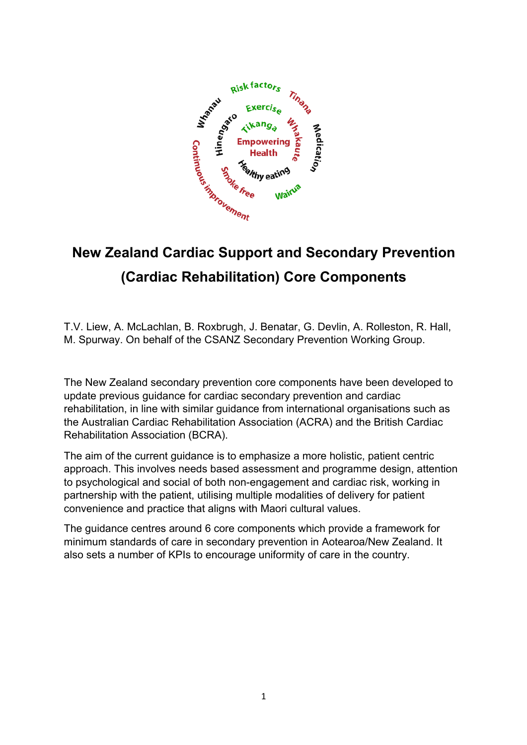# New Zealand Cardiac Support and Secondary Prevention (Cardiac Rehabilitation) Core Components

T.V. Liew, A. McLachlan, B. Roxbrugh, J. Benatar, G. Devlin, A. Rolleston, R. Hall, M. Spurway. On behalf of the CSANZ Secondary Prevention Working Group.

The New Zealand secondary prevention core components have been developed to update previous guidance for cardiac secondary prevention and cardiac rehabilitation, in line with similar guidance from international organisations such as the Australian Cardiac Rehabilitation Association (ACRA) and the British Cardiac Rehabilitation Association (BCRA).

The aim of the current guidance is to emphasize a more holistic, patient centric approach. This involves needs based assessment and programme design, attention to psychological and social of both non-engagement and cardiac risk, working in partnership with the patient, utilising multiple modalities of delivery for patient convenience and practice that aligns with Maori cultural values.

The guidance centres around 6 core components which provide a framework for minimum standards of care in secondary prevention in Aotearoa/New Zealand. It also sets a number of KPIs to encourage uniformity of care in the country.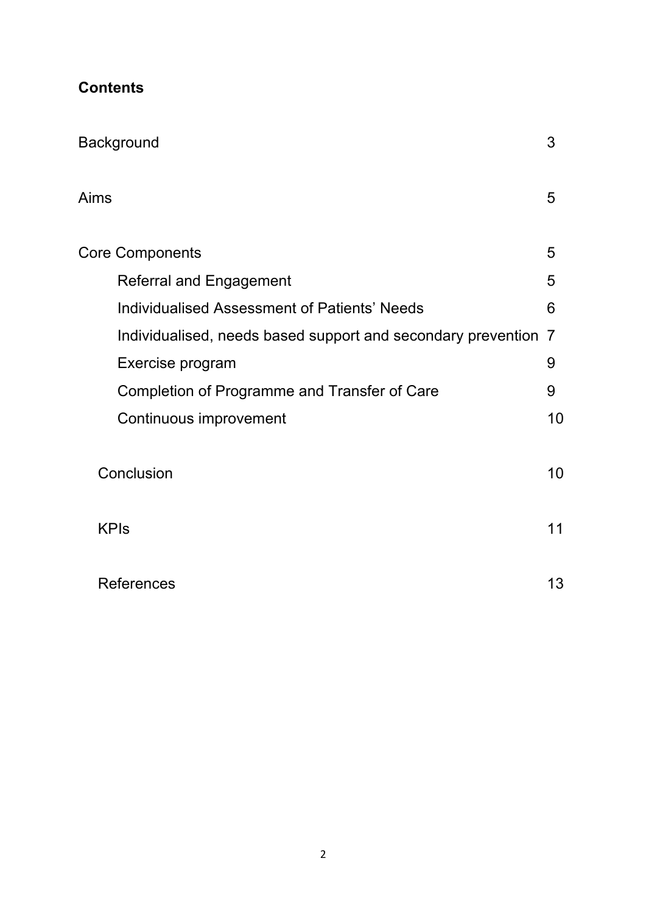**Contents**

| | |
|---|---|
| Background | 3 |
| Aims | 5 |
| Core Components | 5 |
| Referral and Engagement | 5 |
| Individualised Assessment of Patients' Needs | 6 |
| Individualised, needs based support and secondary prevention | 7 |
| Exercise program | 9 |
| Completion of Programme and Transfer of Care | 9 |
| Continuous improvement | 10 |
| Conclusion | 10 |
| KPIs | 11 |
| References | 13 |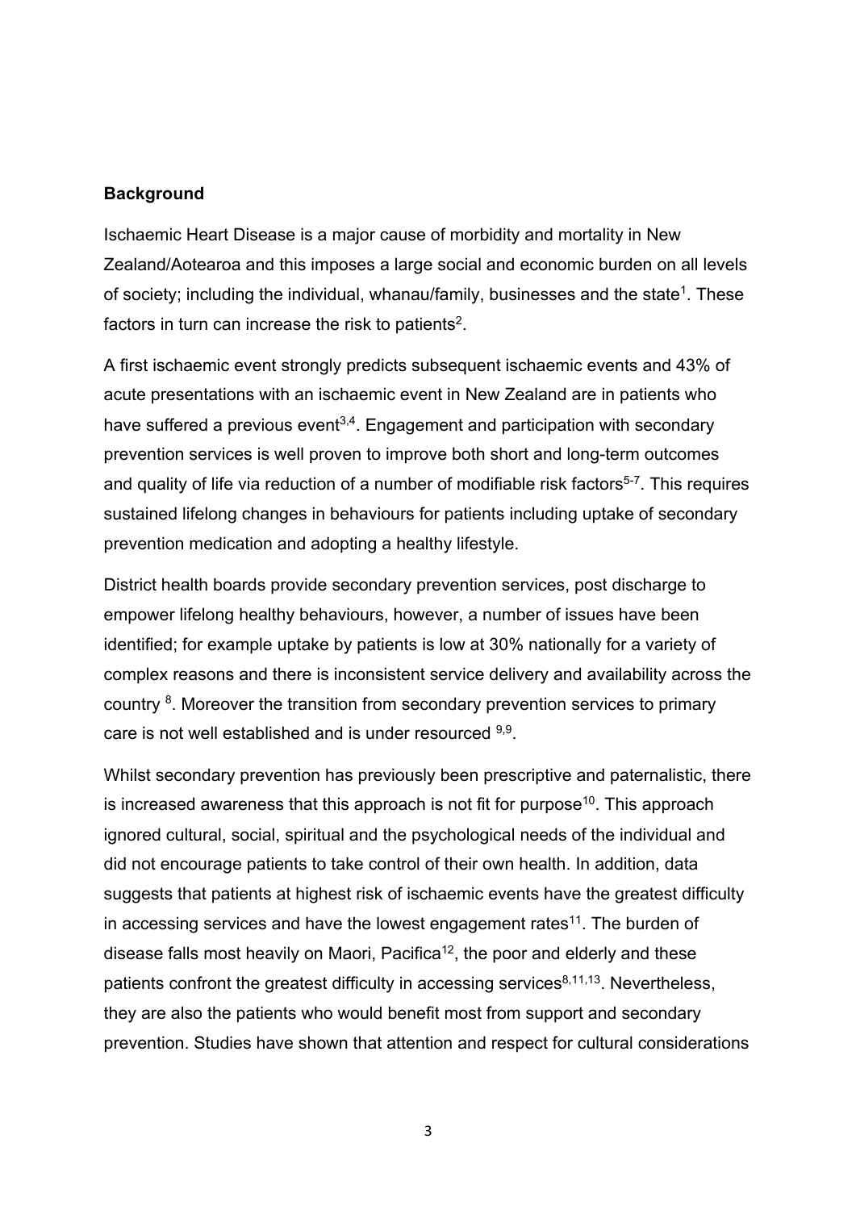## Background

Ischaemic Heart Disease is a major cause of morbidity and mortality in New Zealand/Aotearoa and this imposes a large social and economic burden on all levels of society; including the individual, whanau/family, businesses and the state[1]. These factors in turn can increase the risk to patients[2].

A first ischaemic event strongly predicts subsequent ischaemic events and 43% of acute presentations with an ischaemic event in New Zealand are in patients who have suffered a previous event[3,4]. Engagement and participation with secondary prevention services is well proven to improve both short and long-term outcomes and quality of life via reduction of a number of modifiable risk factors[5-7]. This requires sustained lifelong changes in behaviours for patients including uptake of secondary prevention medication and adopting a healthy lifestyle.

District health boards provide secondary prevention services, post discharge to empower lifelong healthy behaviours, however, a number of issues have been identified; for example uptake by patients is low at 30% nationally for a variety of complex reasons and there is inconsistent service delivery and availability across the country [8]. Moreover the transition from secondary prevention services to primary care is not well established and is under resourced [9,9].

Whilst secondary prevention has previously been prescriptive and paternalistic, there is increased awareness that this approach is not fit for purpose[10]. This approach ignored cultural, social, spiritual and the psychological needs of the individual and did not encourage patients to take control of their own health. In addition, data suggests that patients at highest risk of ischaemic events have the greatest difficulty in accessing services and have the lowest engagement rates[11]. The burden of disease falls most heavily on Maori, Pacifica[12], the poor and elderly and these patients confront the greatest difficulty in accessing services[8,11,13]. Nevertheless, they are also the patients who would benefit most from support and secondary prevention. Studies have shown that attention and respect for cultural considerations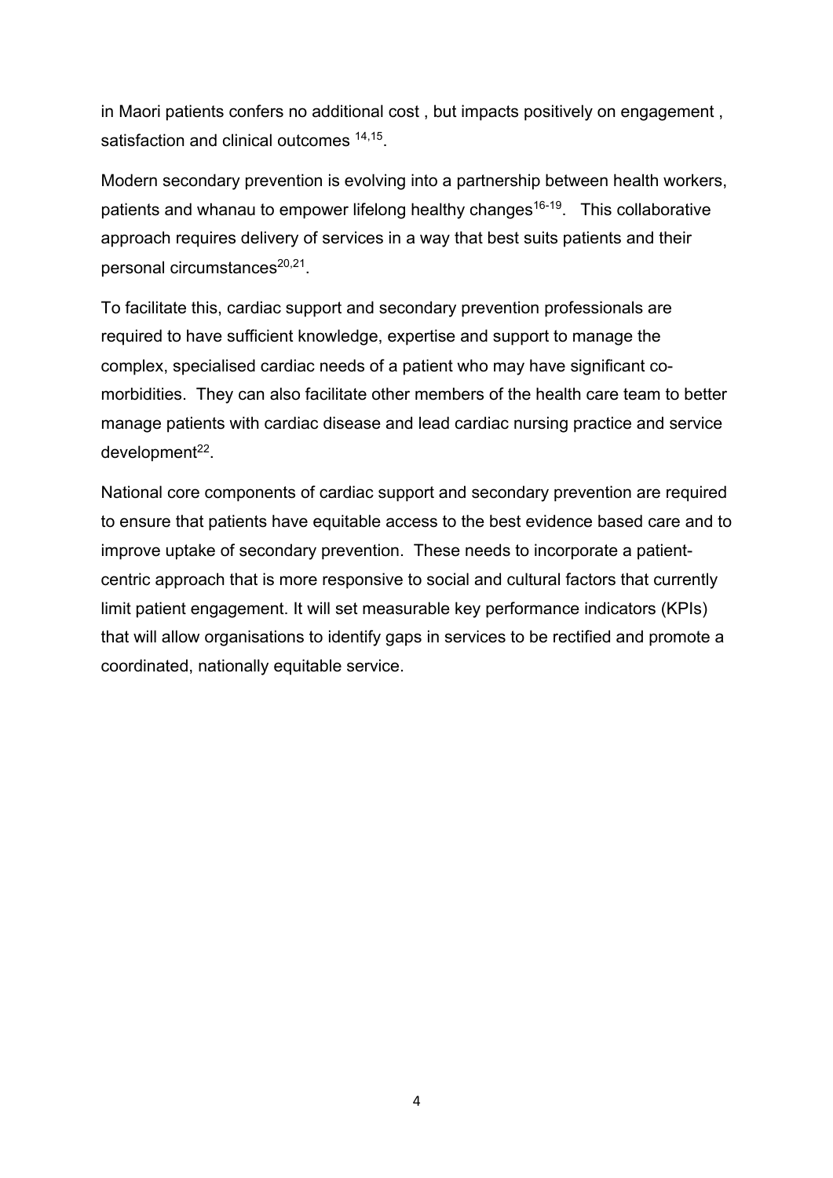in Maori patients confers no additional cost , but impacts positively on engagement , satisfaction and clinical outcomes [14,15].

Modern secondary prevention is evolving into a partnership between health workers, patients and whanau to empower lifelong healthy changes[16-19]. This collaborative approach requires delivery of services in a way that best suits patients and their personal circumstances[20,21].

To facilitate this, cardiac support and secondary prevention professionals are required to have sufficient knowledge, expertise and support to manage the complex, specialised cardiac needs of a patient who may have significant co-morbidities. They can also facilitate other members of the health care team to better manage patients with cardiac disease and lead cardiac nursing practice and service development[22].

National core components of cardiac support and secondary prevention are required to ensure that patients have equitable access to the best evidence based care and to improve uptake of secondary prevention. These needs to incorporate a patient-centric approach that is more responsive to social and cultural factors that currently limit patient engagement. It will set measurable key performance indicators (KPIs) that will allow organisations to identify gaps in services to be rectified and promote a coordinated, nationally equitable service.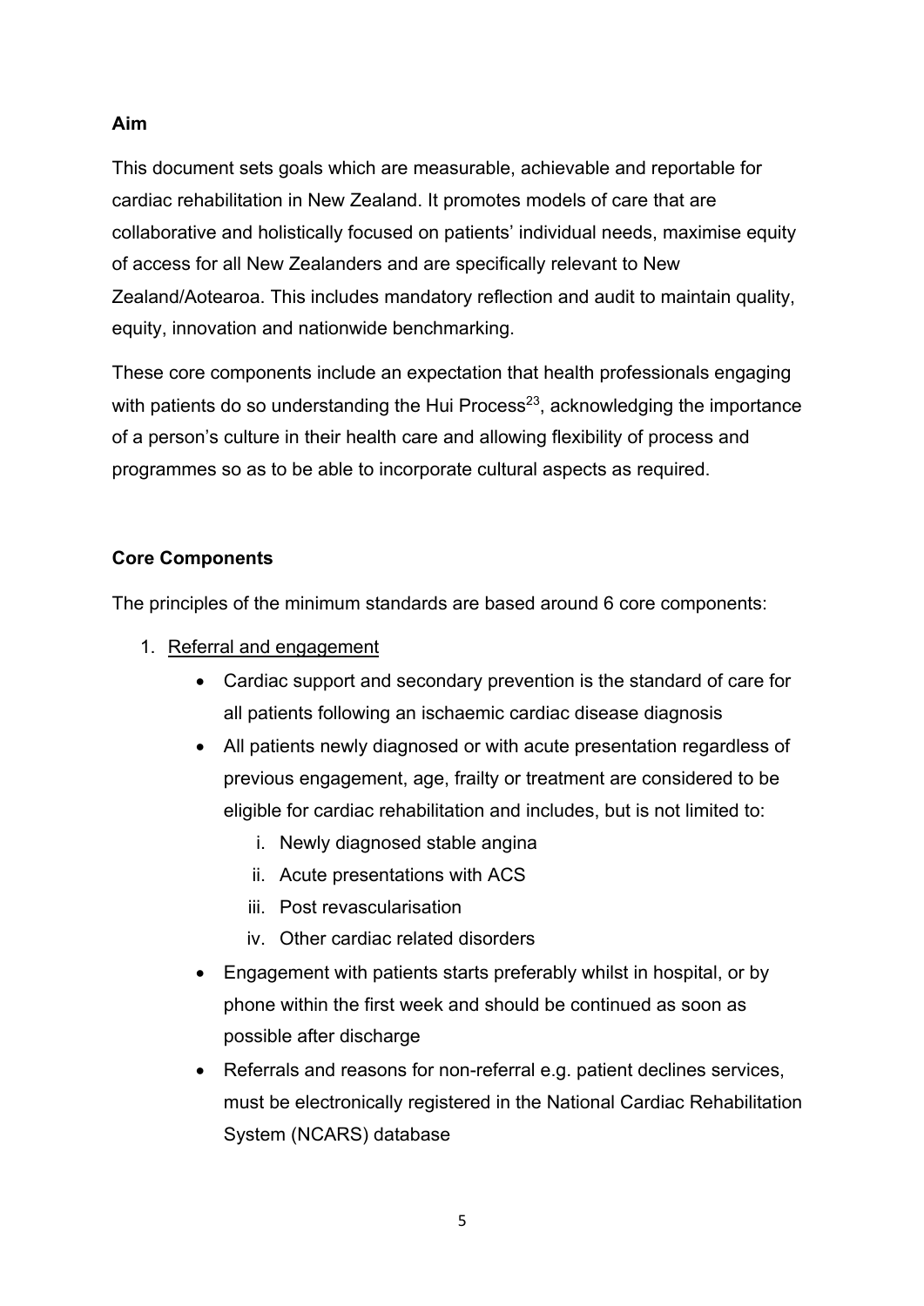**Aim**

This document sets goals which are measurable, achievable and reportable for cardiac rehabilitation in New Zealand. It promotes models of care that are collaborative and holistically focused on patients' individual needs, maximise equity of access for all New Zealanders and are specifically relevant to New Zealand/Aotearoa. This includes mandatory reflection and audit to maintain quality, equity, innovation and nationwide benchmarking.

These core components include an expectation that health professionals engaging with patients do so understanding the Hui Process[23], acknowledging the importance of a person's culture in their health care and allowing flexibility of process and programmes so as to be able to incorporate cultural aspects as required.

**Core Components**

The principles of the minimum standards are based around 6 core components:

1. Referral and engagement
   - Cardiac support and secondary prevention is the standard of care for all patients following an ischaemic cardiac disease diagnosis
   - All patients newly diagnosed or with acute presentation regardless of previous engagement, age, frailty or treatment are considered to be eligible for cardiac rehabilitation and includes, but is not limited to:
     1. Newly diagnosed stable angina
     2. Acute presentations with ACS
     3. Post revascularisation
     4. Other cardiac related disorders
   - Engagement with patients starts preferably whilst in hospital, or by phone within the first week and should be continued as soon as possible after discharge
   - Referrals and reasons for non-referral e.g. patient declines services, must be electronically registered in the National Cardiac Rehabilitation System (NCARS) database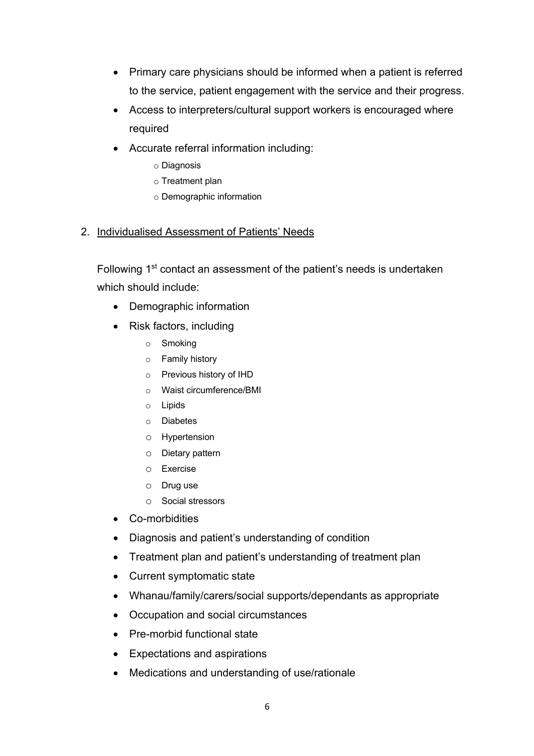- Primary care physicians should be informed when a patient is referred to the service, patient engagement with the service and their progress.
- Access to interpreters/cultural support workers is encouraged where required
- Accurate referral information including:
    - Diagnosis
    - Treatment plan
    - Demographic information

2. <u>Individualised Assessment of Patients' Needs</u>

   Following 1st contact an assessment of the patient's needs is undertaken which should include:

   - Demographic information
   - Risk factors, including
       - Smoking
       - Family history
       - Previous history of IHD
       - Waist circumference/BMI
       - Lipids
       - Diabetes
       - Hypertension
       - Dietary pattern
       - Exercise
       - Drug use
       - Social stressors
   - Co-morbidities
   - Diagnosis and patient's understanding of condition
   - Treatment plan and patient's understanding of treatment plan
   - Current symptomatic state
   - Whanau/family/carers/social supports/dependants as appropriate
   - Occupation and social circumstances
   - Pre-morbid functional state
   - Expectations and aspirations
   - Medications and understanding of use/rationale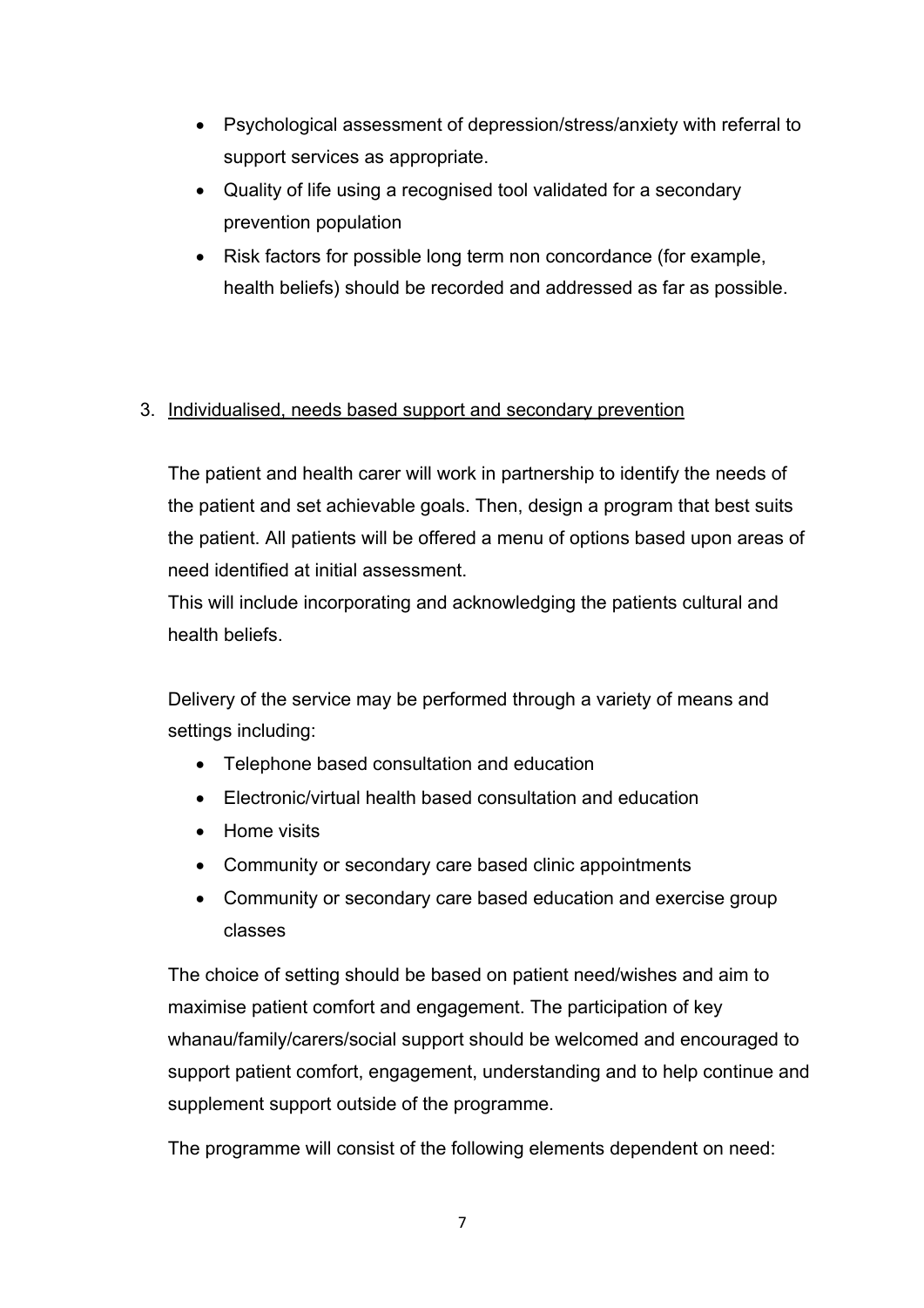- Psychological assessment of depression/stress/anxiety with referral to support services as appropriate.
- Quality of life using a recognised tool validated for a secondary prevention population
- Risk factors for possible long term non concordance (for example, health beliefs) should be recorded and addressed as far as possible.

3. <u>Individualised, needs based support and secondary prevention</u>

The patient and health carer will work in partnership to identify the needs of the patient and set achievable goals. Then, design a program that best suits the patient. All patients will be offered a menu of options based upon areas of need identified at initial assessment.
This will include incorporating and acknowledging the patients cultural and health beliefs.

Delivery of the service may be performed through a variety of means and settings including:

- Telephone based consultation and education
- Electronic/virtual health based consultation and education
- Home visits
- Community or secondary care based clinic appointments
- Community or secondary care based education and exercise group classes

The choice of setting should be based on patient need/wishes and aim to maximise patient comfort and engagement. The participation of key whanau/family/carers/social support should be welcomed and encouraged to support patient comfort, engagement, understanding and to help continue and supplement support outside of the programme.

The programme will consist of the following elements dependent on need: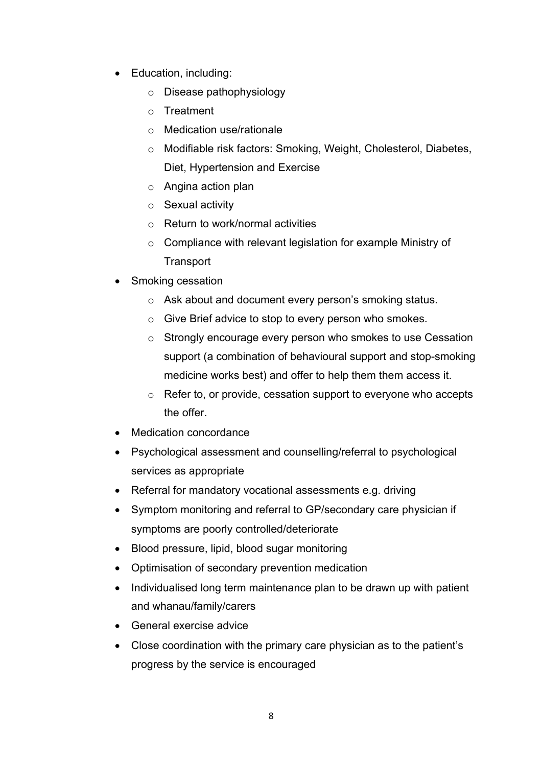- Education, including:
    - Disease pathophysiology
    - Treatment
    - Medication use/rationale
    - Modifiable risk factors: Smoking, Weight, Cholesterol, Diabetes, Diet, Hypertension and Exercise
    - Angina action plan
    - Sexual activity
    - Return to work/normal activities
    - Compliance with relevant legislation for example Ministry of Transport
- Smoking cessation
    - Ask about and document every person's smoking status.
    - Give Brief advice to stop to every person who smokes.
    - Strongly encourage every person who smokes to use Cessation support (a combination of behavioural support and stop-smoking medicine works best) and offer to help them them access it.
    - Refer to, or provide, cessation support to everyone who accepts the offer.
- Medication concordance
- Psychological assessment and counselling/referral to psychological services as appropriate
- Referral for mandatory vocational assessments e.g. driving
- Symptom monitoring and referral to GP/secondary care physician if symptoms are poorly controlled/deteriorate
- Blood pressure, lipid, blood sugar monitoring
- Optimisation of secondary prevention medication
- Individualised long term maintenance plan to be drawn up with patient and whanau/family/carers
- General exercise advice
- Close coordination with the primary care physician as to the patient's progress by the service is encouraged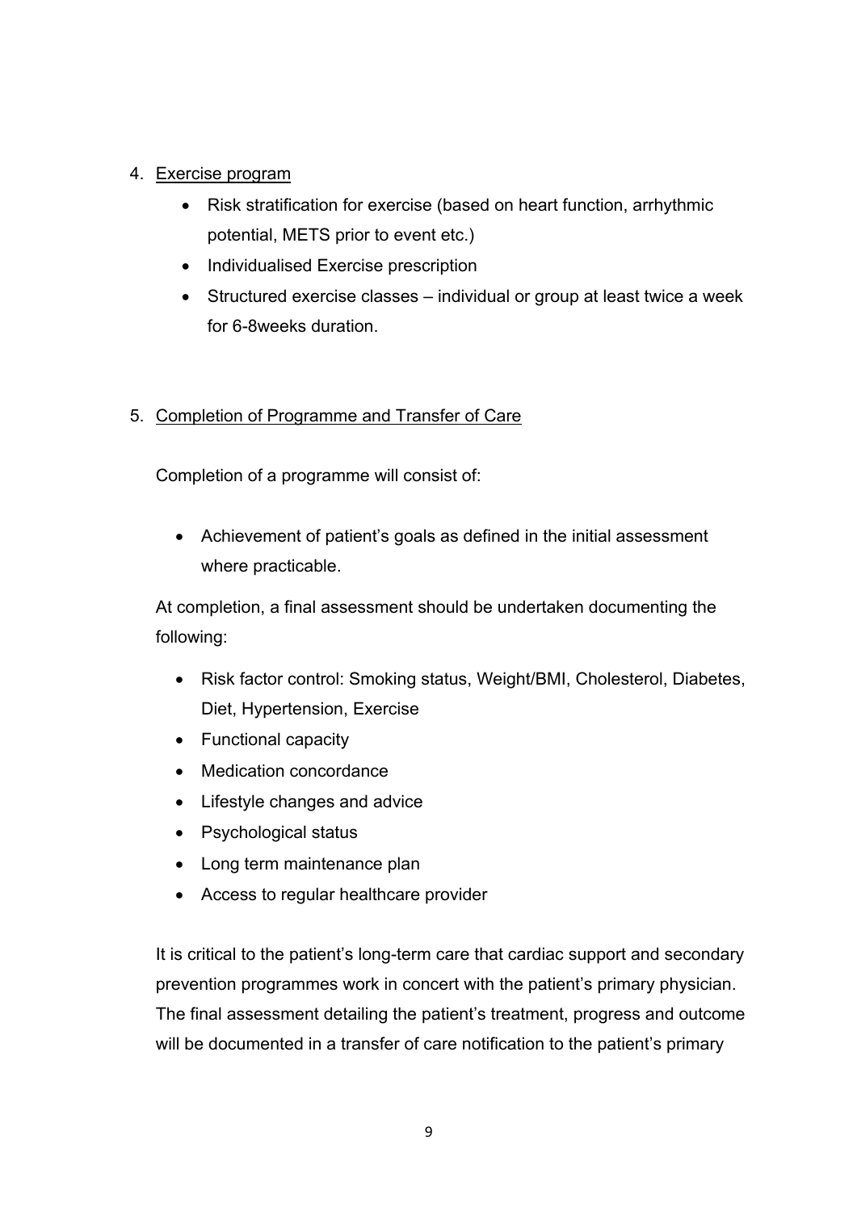4. <u>Exercise program</u>

    - Risk stratification for exercise (based on heart function, arrhythmic potential, METS prior to event etc.)
    - Individualised Exercise prescription
    - Structured exercise classes – individual or group at least twice a week for 6-8weeks duration.

5. <u>Completion of Programme and Transfer of Care</u>

    Completion of a programme will consist of:

    - Achievement of patient's goals as defined in the initial assessment where practicable.

    At completion, a final assessment should be undertaken documenting the following:

    - Risk factor control: Smoking status, Weight/BMI, Cholesterol, Diabetes, Diet, Hypertension, Exercise
    - Functional capacity
    - Medication concordance
    - Lifestyle changes and advice
    - Psychological status
    - Long term maintenance plan
    - Access to regular healthcare provider

    It is critical to the patient's long-term care that cardiac support and secondary prevention programmes work in concert with the patient's primary physician. The final assessment detailing the patient's treatment, progress and outcome will be documented in a transfer of care notification to the patient's primary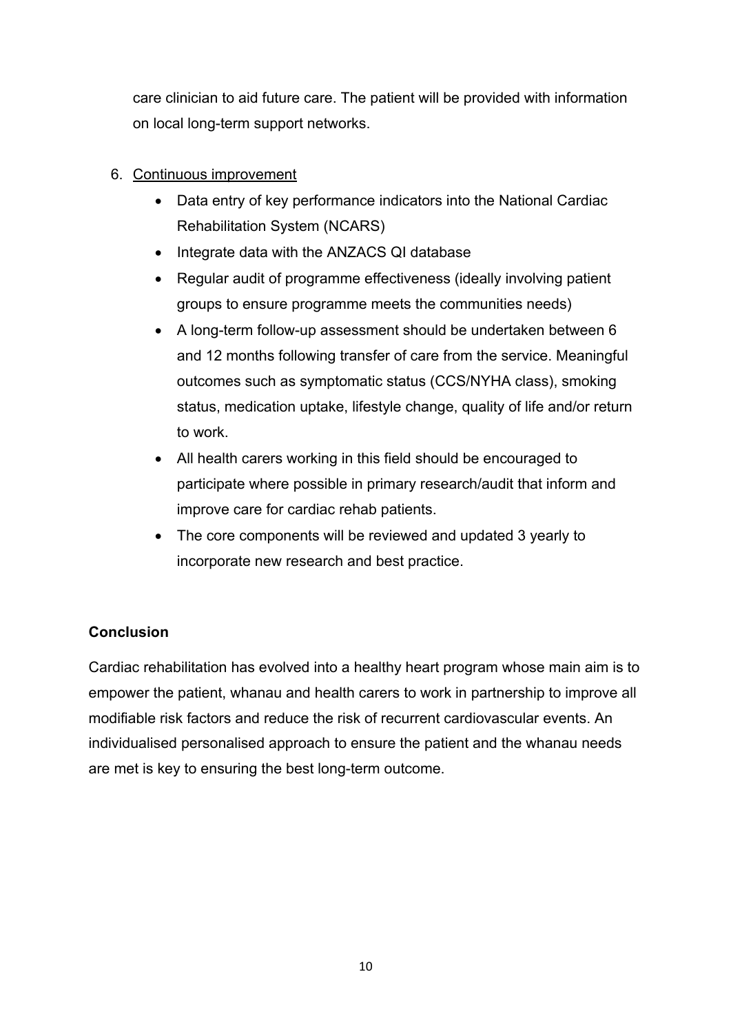care clinician to aid future care. The patient will be provided with information on local long-term support networks.

6. <u>Continuous improvement</u>
    - Data entry of key performance indicators into the National Cardiac Rehabilitation System (NCARS)
    - Integrate data with the ANZACS QI database
    - Regular audit of programme effectiveness (ideally involving patient groups to ensure programme meets the communities needs)
    - A long-term follow-up assessment should be undertaken between 6 and 12 months following transfer of care from the service. Meaningful outcomes such as symptomatic status (CCS/NYHA class), smoking status, medication uptake, lifestyle change, quality of life and/or return to work.
    - All health carers working in this field should be encouraged to participate where possible in primary research/audit that inform and improve care for cardiac rehab patients.
    - The core components will be reviewed and updated 3 yearly to incorporate new research and best practice.

**Conclusion**

Cardiac rehabilitation has evolved into a healthy heart program whose main aim is to empower the patient, whanau and health carers to work in partnership to improve all modifiable risk factors and reduce the risk of recurrent cardiovascular events. An individualised personalised approach to ensure the patient and the whanau needs are met is key to ensuring the best long-term outcome.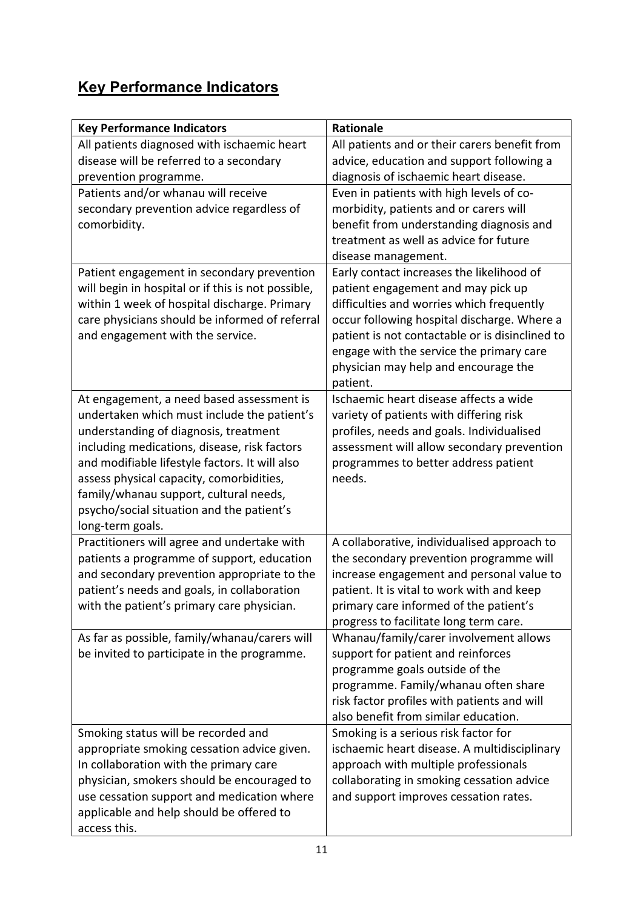## Key Performance Indicators

| Key Performance Indicators | Rationale |
|---|---|
| All patients diagnosed with ischaemic heart disease will be referred to a secondary prevention programme. | All patients and or their carers benefit from advice, education and support following a diagnosis of ischaemic heart disease. |
| Patients and/or whanau will receive secondary prevention advice regardless of comorbidity. | Even in patients with high levels of co-morbidity, patients and or carers will benefit from understanding diagnosis and treatment as well as advice for future disease management. |
| Patient engagement in secondary prevention will begin in hospital or if this is not possible, within 1 week of hospital discharge. Primary care physicians should be informed of referral and engagement with the service. | Early contact increases the likelihood of patient engagement and may pick up difficulties and worries which frequently occur following hospital discharge. Where a patient is not contactable or is disinclined to engage with the service the primary care physician may help and encourage the patient. |
| At engagement, a need based assessment is undertaken which must include the patient's understanding of diagnosis, treatment including medications, disease, risk factors and modifiable lifestyle factors. It will also assess physical capacity, comorbidities, family/whanau support, cultural needs, psycho/social situation and the patient's long-term goals. | Ischaemic heart disease affects a wide variety of patients with differing risk profiles, needs and goals. Individualised assessment will allow secondary prevention programmes to better address patient needs. |
| Practitioners will agree and undertake with patients a programme of support, education and secondary prevention appropriate to the patient's needs and goals, in collaboration with the patient's primary care physician. | A collaborative, individualised approach to the secondary prevention programme will increase engagement and personal value to patient. It is vital to work with and keep primary care informed of the patient's progress to facilitate long term care. |
| As far as possible, family/whanau/carers will be invited to participate in the programme. | Whanau/family/carer involvement allows support for patient and reinforces programme goals outside of the programme. Family/whanau often share risk factor profiles with patients and will also benefit from similar education. |
| Smoking status will be recorded and appropriate smoking cessation advice given. In collaboration with the primary care physician, smokers should be encouraged to use cessation support and medication where applicable and help should be offered to access this. | Smoking is a serious risk factor for ischaemic heart disease. A multidisciplinary approach with multiple professionals collaborating in smoking cessation advice and support improves cessation rates. |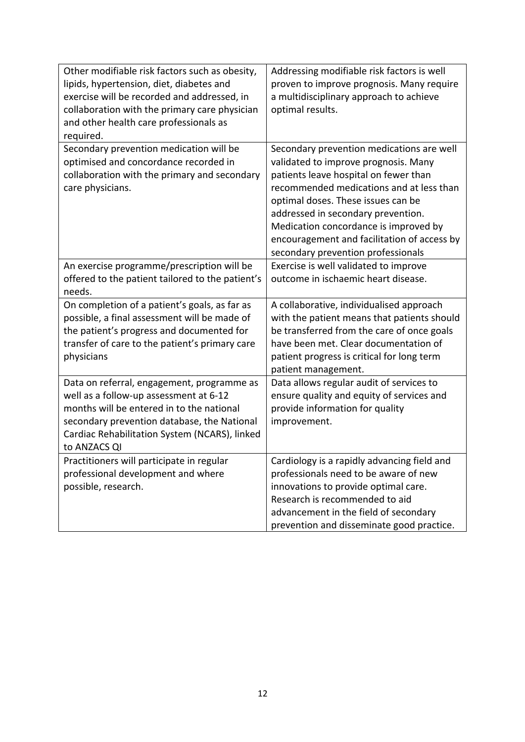| | |
|---|---|
| Other modifiable risk factors such as obesity, lipids, hypertension, diet, diabetes and exercise will be recorded and addressed, in collaboration with the primary care physician and other health care professionals as required. | Addressing modifiable risk factors is well proven to improve prognosis. Many require a multidisciplinary approach to achieve optimal results. |
| Secondary prevention medication will be optimised and concordance recorded in collaboration with the primary and secondary care physicians. | Secondary prevention medications are well validated to improve prognosis. Many patients leave hospital on fewer than recommended medications and at less than optimal doses. These issues can be addressed in secondary prevention. Medication concordance is improved by encouragement and facilitation of access by secondary prevention professionals |
| An exercise programme/prescription will be offered to the patient tailored to the patient's needs. | Exercise is well validated to improve outcome in ischaemic heart disease. |
| On completion of a patient's goals, as far as possible, a final assessment will be made of the patient's progress and documented for transfer of care to the patient's primary care physicians | A collaborative, individualised approach with the patient means that patients should be transferred from the care of once goals have been met. Clear documentation of patient progress is critical for long term patient management. |
| Data on referral, engagement, programme as well as a follow-up assessment at 6-12 months will be entered in to the national secondary prevention database, the National Cardiac Rehabilitation System (NCARS), linked to ANZACS QI | Data allows regular audit of services to ensure quality and equity of services and provide information for quality improvement. |
| Practitioners will participate in regular professional development and where possible, research. | Cardiology is a rapidly advancing field and professionals need to be aware of new innovations to provide optimal care. Research is recommended to aid advancement in the field of secondary prevention and disseminate good practice. |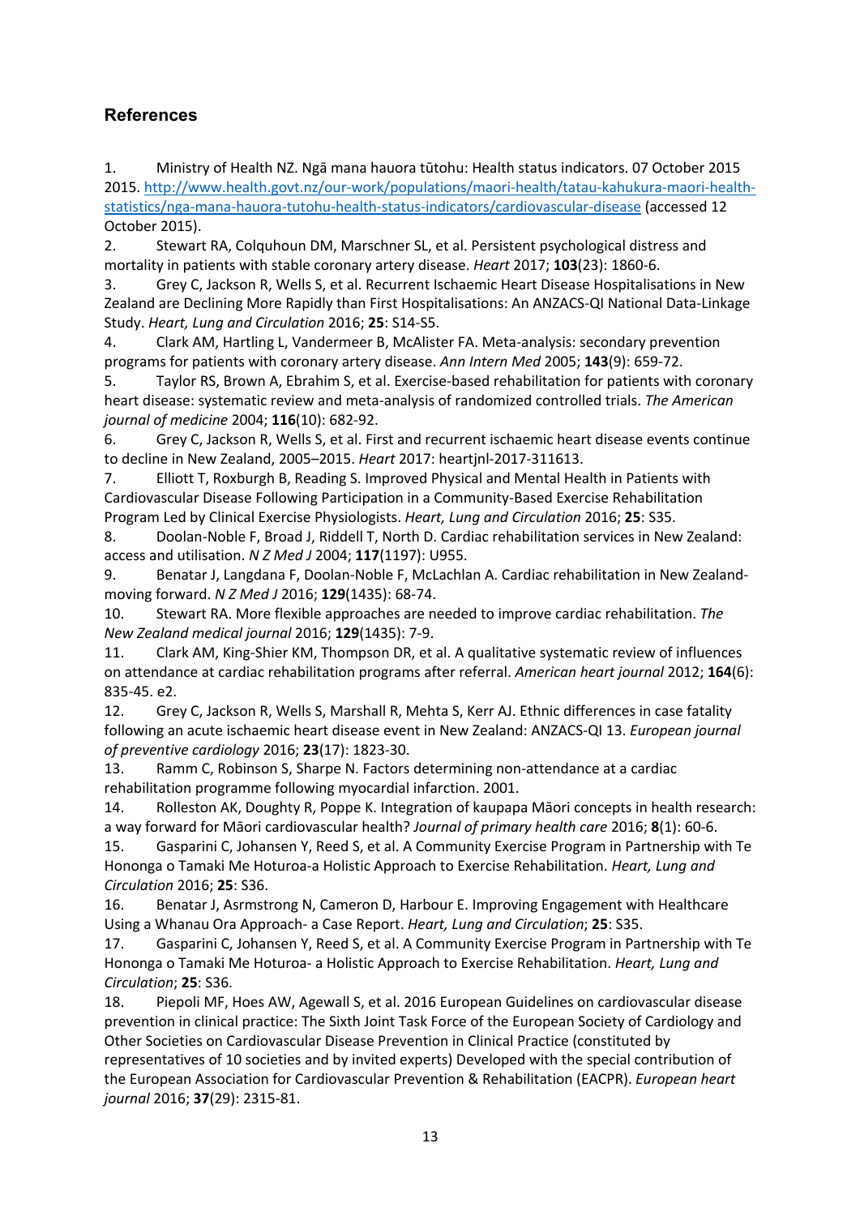## References

1. Ministry of Health NZ. Ngā mana hauora tūtohu: Health status indicators. 07 October 2015 2015. http://www.health.govt.nz/our-work/populations/maori-health/tatau-kahukura-maori-health-statistics/nga-mana-hauora-tutohu-health-status-indicators/cardiovascular-disease (accessed 12 October 2015).
2. Stewart RA, Colquhoun DM, Marschner SL, et al. Persistent psychological distress and mortality in patients with stable coronary artery disease. *Heart* 2017; **103**(23): 1860-6.
3. Grey C, Jackson R, Wells S, et al. Recurrent Ischaemic Heart Disease Hospitalisations in New Zealand are Declining More Rapidly than First Hospitalisations: An ANZACS-QI National Data-Linkage Study. *Heart, Lung and Circulation* 2016; **25**: S14-S5.
4. Clark AM, Hartling L, Vandermeer B, McAlister FA. Meta-analysis: secondary prevention programs for patients with coronary artery disease. *Ann Intern Med* 2005; **143**(9): 659-72.
5. Taylor RS, Brown A, Ebrahim S, et al. Exercise-based rehabilitation for patients with coronary heart disease: systematic review and meta-analysis of randomized controlled trials. *The American journal of medicine* 2004; **116**(10): 682-92.
6. Grey C, Jackson R, Wells S, et al. First and recurrent ischaemic heart disease events continue to decline in New Zealand, 2005–2015. *Heart* 2017: heartjnl-2017-311613.
7. Elliott T, Roxburgh B, Reading S. Improved Physical and Mental Health in Patients with Cardiovascular Disease Following Participation in a Community-Based Exercise Rehabilitation Program Led by Clinical Exercise Physiologists. *Heart, Lung and Circulation* 2016; **25**: S35.
8. Doolan-Noble F, Broad J, Riddell T, North D. Cardiac rehabilitation services in New Zealand: access and utilisation. *N Z Med J* 2004; **117**(1197): U955.
9. Benatar J, Langdana F, Doolan-Noble F, McLachlan A. Cardiac rehabilitation in New Zealand-moving forward. *N Z Med J* 2016; **129**(1435): 68-74.
10. Stewart RA. More flexible approaches are needed to improve cardiac rehabilitation. *The New Zealand medical journal* 2016; **129**(1435): 7-9.
11. Clark AM, King-Shier KM, Thompson DR, et al. A qualitative systematic review of influences on attendance at cardiac rehabilitation programs after referral. *American heart journal* 2012; **164**(6): 835-45. e2.
12. Grey C, Jackson R, Wells S, Marshall R, Mehta S, Kerr AJ. Ethnic differences in case fatality following an acute ischaemic heart disease event in New Zealand: ANZACS-QI 13. *European journal of preventive cardiology* 2016; **23**(17): 1823-30.
13. Ramm C, Robinson S, Sharpe N. Factors determining non-attendance at a cardiac rehabilitation programme following myocardial infarction. 2001.
14. Rolleston AK, Doughty R, Poppe K. Integration of kaupapa Māori concepts in health research: a way forward for Māori cardiovascular health? *Journal of primary health care* 2016; **8**(1): 60-6.
15. Gasparini C, Johansen Y, Reed S, et al. A Community Exercise Program in Partnership with Te Hononga o Tamaki Me Hoturoa-a Holistic Approach to Exercise Rehabilitation. *Heart, Lung and Circulation* 2016; **25**: S36.
16. Benatar J, Asrmstrong N, Cameron D, Harbour E. Improving Engagement with Healthcare Using a Whanau Ora Approach- a Case Report. *Heart, Lung and Circulation*; **25**: S35.
17. Gasparini C, Johansen Y, Reed S, et al. A Community Exercise Program in Partnership with Te Hononga o Tamaki Me Hoturoa- a Holistic Approach to Exercise Rehabilitation. *Heart, Lung and Circulation*; **25**: S36.
18. Piepoli MF, Hoes AW, Agewall S, et al. 2016 European Guidelines on cardiovascular disease prevention in clinical practice: The Sixth Joint Task Force of the European Society of Cardiology and Other Societies on Cardiovascular Disease Prevention in Clinical Practice (constituted by representatives of 10 societies and by invited experts) Developed with the special contribution of the European Association for Cardiovascular Prevention & Rehabilitation (EACPR). *European heart journal* 2016; **37**(29): 2315-81.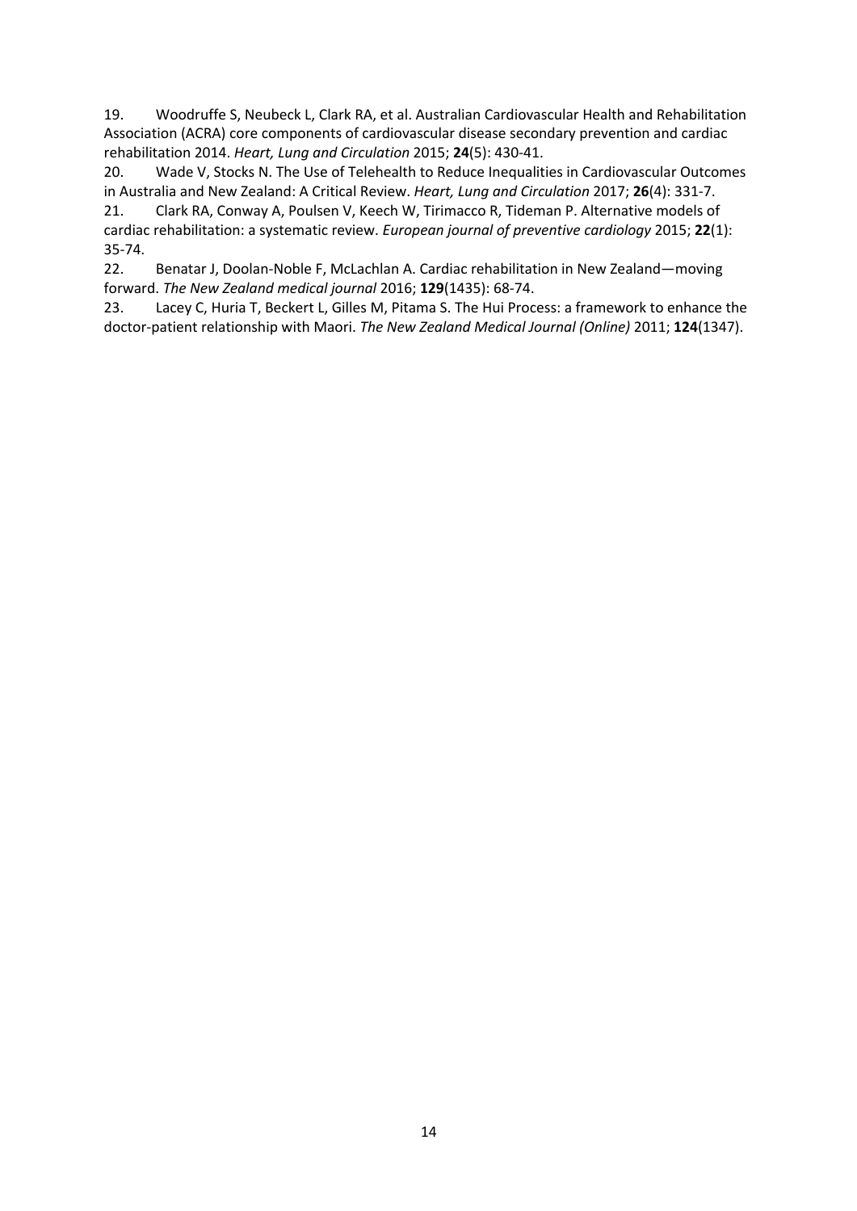19. Woodruffe S, Neubeck L, Clark RA, et al. Australian Cardiovascular Health and Rehabilitation Association (ACRA) core components of cardiovascular disease secondary prevention and cardiac rehabilitation 2014. *Heart, Lung and Circulation* 2015; **24**(5): 430-41.
20. Wade V, Stocks N. The Use of Telehealth to Reduce Inequalities in Cardiovascular Outcomes in Australia and New Zealand: A Critical Review. *Heart, Lung and Circulation* 2017; **26**(4): 331-7.
21. Clark RA, Conway A, Poulsen V, Keech W, Tirimacco R, Tideman P. Alternative models of cardiac rehabilitation: a systematic review. *European journal of preventive cardiology* 2015; **22**(1): 35-74.
22. Benatar J, Doolan-Noble F, McLachlan A. Cardiac rehabilitation in New Zealand—moving forward. *The New Zealand medical journal* 2016; **129**(1435): 68-74.
23. Lacey C, Huria T, Beckert L, Gilles M, Pitama S. The Hui Process: a framework to enhance the doctor-patient relationship with Maori. *The New Zealand Medical Journal (Online)* 2011; **124**(1347).